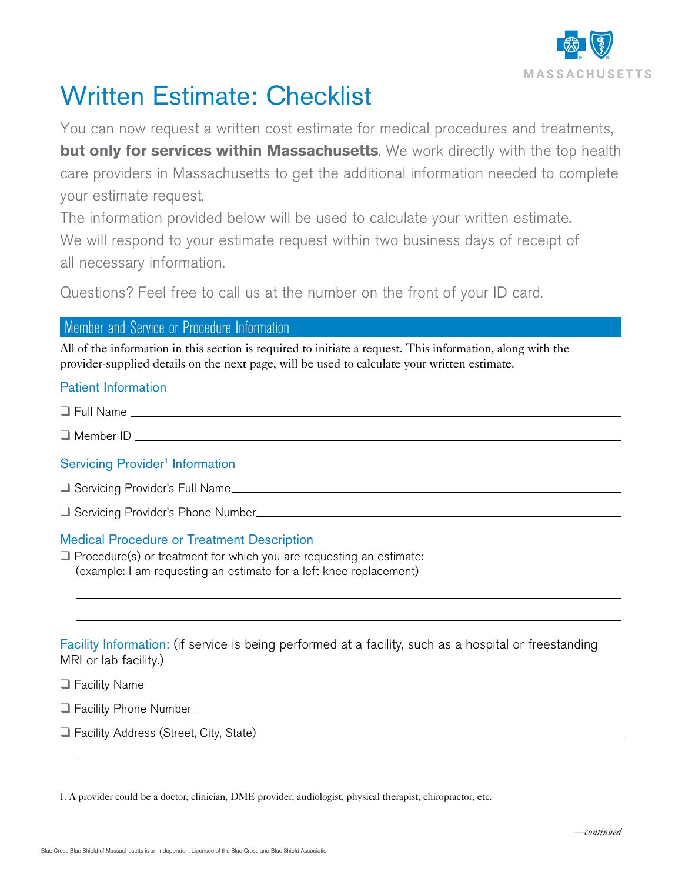# Written Estimate: Checklist

You can now request a written cost estimate for medical procedures and treatments, **but only for services within Massachusetts**. We work directly with the top health care providers in Massachusetts to get the additional information needed to complete your estimate request.

The information provided below will be used to calculate your written estimate. We will respond to your estimate request within two business days of receipt of all necessary information.

Questions? Feel free to call us at the number on the front of your ID card.

## Member and Service or Procedure Information

All of the information in this section is required to initiate a request. This information, along with the provider-supplied details on the next page, will be used to calculate your written estimate.

### Patient Information

- ❑ Full Name ______________________________
- ❑ Member ID ______________________________

### Servicing Provider[1] Information

- ❑ Servicing Provider's Full Name ______________________________
- ❑ Servicing Provider's Phone Number ______________________________

### Medical Procedure or Treatment Description

- ❑ Procedure(s) or treatment for which you are requesting an estimate:
  (example: I am requesting an estimate for a left knee replacement)

______________________________

______________________________

### Facility Information: (if service is being performed at a facility, such as a hospital or freestanding MRI or lab facility.)

- ❑ Facility Name ______________________________
- ❑ Facility Phone Number ______________________________
- ❑ Facility Address (Street, City, State) ______________________________

______________________________

1. A provider could be a doctor, clinician, DME provider, audiologist, physical therapist, chiropractor, etc.

*—continued*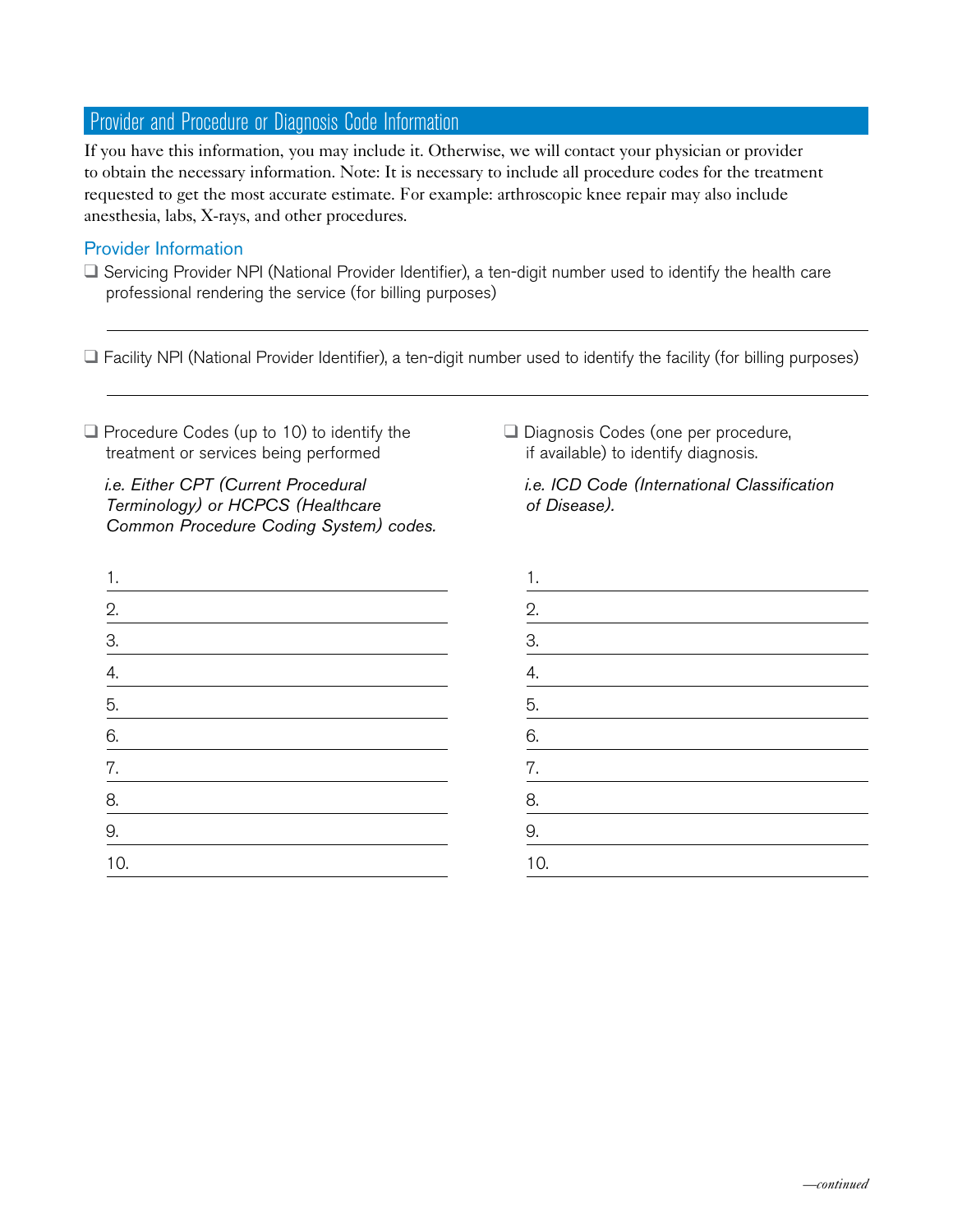## Provider and Procedure or Diagnosis Code Information

If you have this information, you may include it. Otherwise, we will contact your physician or provider to obtain the necessary information. Note: It is necessary to include all procedure codes for the treatment requested to get the most accurate estimate. For example: arthroscopic knee repair may also include anesthesia, labs, X-rays, and other procedures.

### Provider Information

❑ Servicing Provider NPI (National Provider Identifier), a ten-digit number used to identify the health care professional rendering the service (for billing purposes)

\_\_\_\_\_\_\_\_\_\_\_\_\_\_\_\_\_\_\_\_\_\_\_\_\_\_\_\_\_\_\_\_\_\_\_\_\_\_\_\_

❑ Facility NPI (National Provider Identifier), a ten-digit number used to identify the facility (for billing purposes)

\_\_\_\_\_\_\_\_\_\_\_\_\_\_\_\_\_\_\_\_\_\_\_\_\_\_\_\_\_\_\_\_\_\_\_\_\_\_\_\_

❑ Procedure Codes (up to 10) to identify the treatment or services being performed

*i.e. Either CPT (Current Procedural Terminology) or HCPCS (Healthcare Common Procedure Coding System) codes.*

1. \_\_\_\_\_\_\_\_\_\_\_\_\_\_\_\_\_\_\_\_
2. \_\_\_\_\_\_\_\_\_\_\_\_\_\_\_\_\_\_\_\_
3. \_\_\_\_\_\_\_\_\_\_\_\_\_\_\_\_\_\_\_\_
4. \_\_\_\_\_\_\_\_\_\_\_\_\_\_\_\_\_\_\_\_
5. \_\_\_\_\_\_\_\_\_\_\_\_\_\_\_\_\_\_\_\_
6. \_\_\_\_\_\_\_\_\_\_\_\_\_\_\_\_\_\_\_\_
7. \_\_\_\_\_\_\_\_\_\_\_\_\_\_\_\_\_\_\_\_
8. \_\_\_\_\_\_\_\_\_\_\_\_\_\_\_\_\_\_\_\_
9. \_\_\_\_\_\_\_\_\_\_\_\_\_\_\_\_\_\_\_\_
10. \_\_\_\_\_\_\_\_\_\_\_\_\_\_\_\_\_\_\_\_

❑ Diagnosis Codes (one per procedure, if available) to identify diagnosis.

*i.e. ICD Code (International Classification of Disease).*

1. \_\_\_\_\_\_\_\_\_\_\_\_\_\_\_\_\_\_\_\_
2. \_\_\_\_\_\_\_\_\_\_\_\_\_\_\_\_\_\_\_\_
3. \_\_\_\_\_\_\_\_\_\_\_\_\_\_\_\_\_\_\_\_
4. \_\_\_\_\_\_\_\_\_\_\_\_\_\_\_\_\_\_\_\_
5. \_\_\_\_\_\_\_\_\_\_\_\_\_\_\_\_\_\_\_\_
6. \_\_\_\_\_\_\_\_\_\_\_\_\_\_\_\_\_\_\_\_
7. \_\_\_\_\_\_\_\_\_\_\_\_\_\_\_\_\_\_\_\_
8. \_\_\_\_\_\_\_\_\_\_\_\_\_\_\_\_\_\_\_\_
9. \_\_\_\_\_\_\_\_\_\_\_\_\_\_\_\_\_\_\_\_
10. \_\_\_\_\_\_\_\_\_\_\_\_\_\_\_\_\_\_\_\_

*—continued*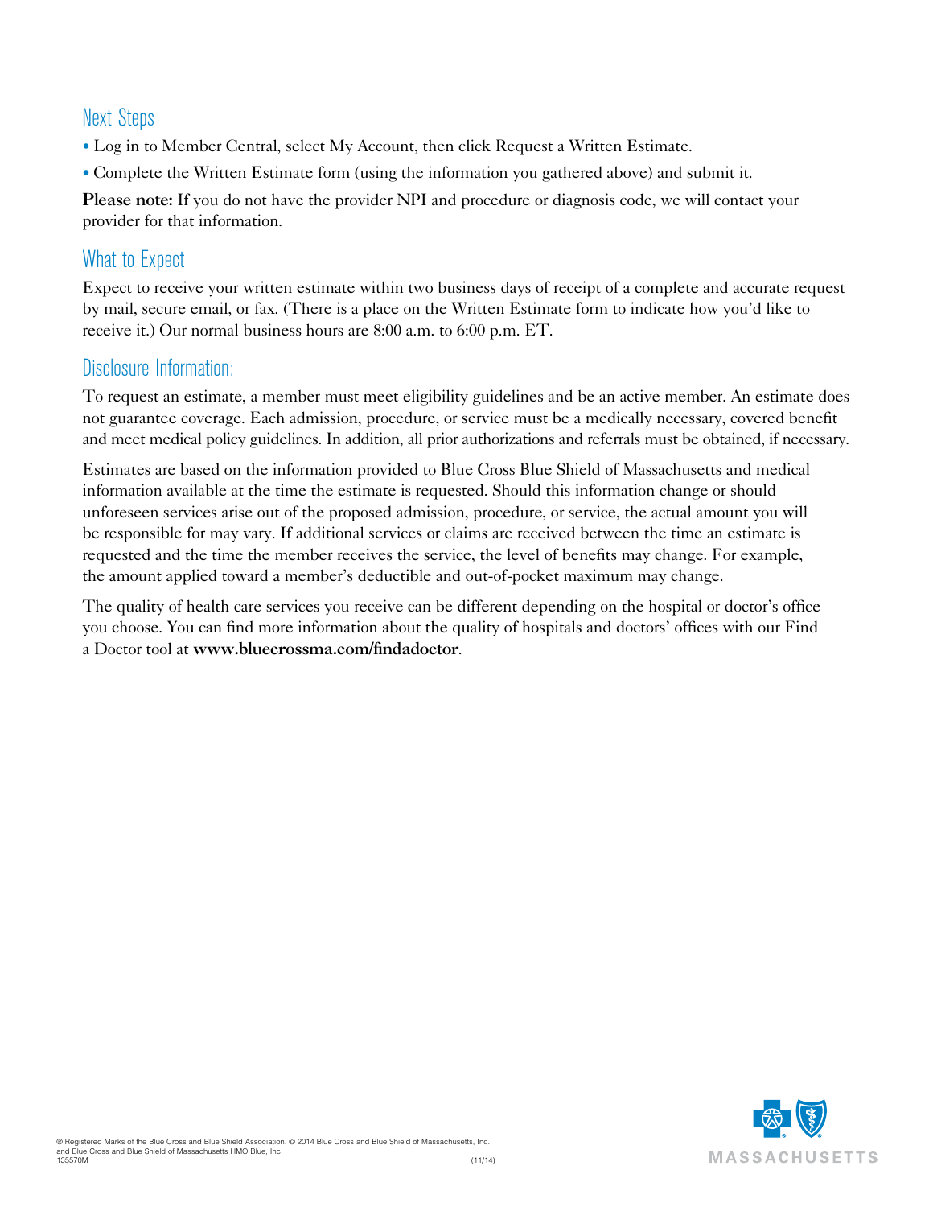## Next Steps

- Log in to Member Central, select My Account, then click Request a Written Estimate.
- Complete the Written Estimate form (using the information you gathered above) and submit it.

**Please note:** If you do not have the provider NPI and procedure or diagnosis code, we will contact your provider for that information.

## What to Expect

Expect to receive your written estimate within two business days of receipt of a complete and accurate request by mail, secure email, or fax. (There is a place on the Written Estimate form to indicate how you'd like to receive it.) Our normal business hours are 8:00 a.m. to 6:00 p.m. ET.

## Disclosure Information:

To request an estimate, a member must meet eligibility guidelines and be an active member. An estimate does not guarantee coverage. Each admission, procedure, or service must be a medically necessary, covered benefit and meet medical policy guidelines. In addition, all prior authorizations and referrals must be obtained, if necessary.

Estimates are based on the information provided to Blue Cross Blue Shield of Massachusetts and medical information available at the time the estimate is requested. Should this information change or should unforeseen services arise out of the proposed admission, procedure, or service, the actual amount you will be responsible for may vary. If additional services or claims are received between the time an estimate is requested and the time the member receives the service, the level of benefits may change. For example, the amount applied toward a member's deductible and out-of-pocket maximum may change.

The quality of health care services you receive can be different depending on the hospital or doctor's office you choose. You can find more information about the quality of hospitals and doctors' offices with our Find a Doctor tool at **www.bluecrossma.com/findadoctor**.

® Registered Marks of the Blue Cross and Blue Shield Association. © 2014 Blue Cross and Blue Shield of Massachusetts, Inc., and Blue Cross and Blue Shield of Massachusetts HMO Blue, Inc.
135570M (11/14)

MASSACHUSETTS